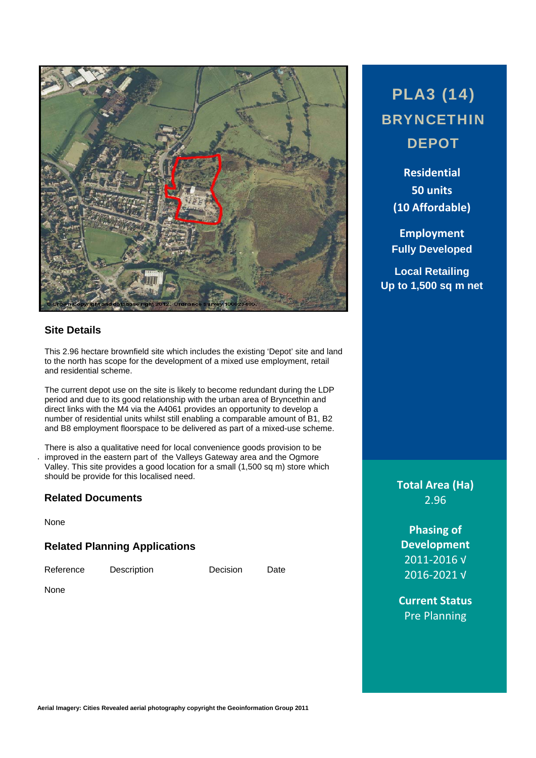# PLA3 (14) BRYNCETHIN DEPOT

**Residential**
**50 units**
**(10 Affordable)**

**Employment**
**Fully Developed**

**Local Retailing**
**Up to 1,500 sq m net**

**Total Area (Ha)**
2.96

**Phasing of Development**
2011-2016 √
2016-2021 √

**Current Status**
Pre Planning

## Site Details

This 2.96 hectare brownfield site which includes the existing 'Depot' site and land to the north has scope for the development of a mixed use employment, retail and residential scheme.

The current depot use on the site is likely to become redundant during the LDP period and due to its good relationship with the urban area of Bryncethin and direct links with the M4 via the A4061 provides an opportunity to develop a number of residential units whilst still enabling a comparable amount of B1, B2 and B8 employment floorspace to be delivered as part of a mixed-use scheme.

There is also a qualitative need for local convenience goods provision to be improved in the eastern part of the Valleys Gateway area and the Ogmore Valley. This site provides a good location for a small (1,500 sq m) store which should be provide for this localised need.

## Related Documents

None

## Related Planning Applications

| Reference | Description | Decision | Date |
|---|---|---|---|
| None | | | |

Aerial Imagery: Cities Revealed aerial photography copyright the Geoinformation Group 2011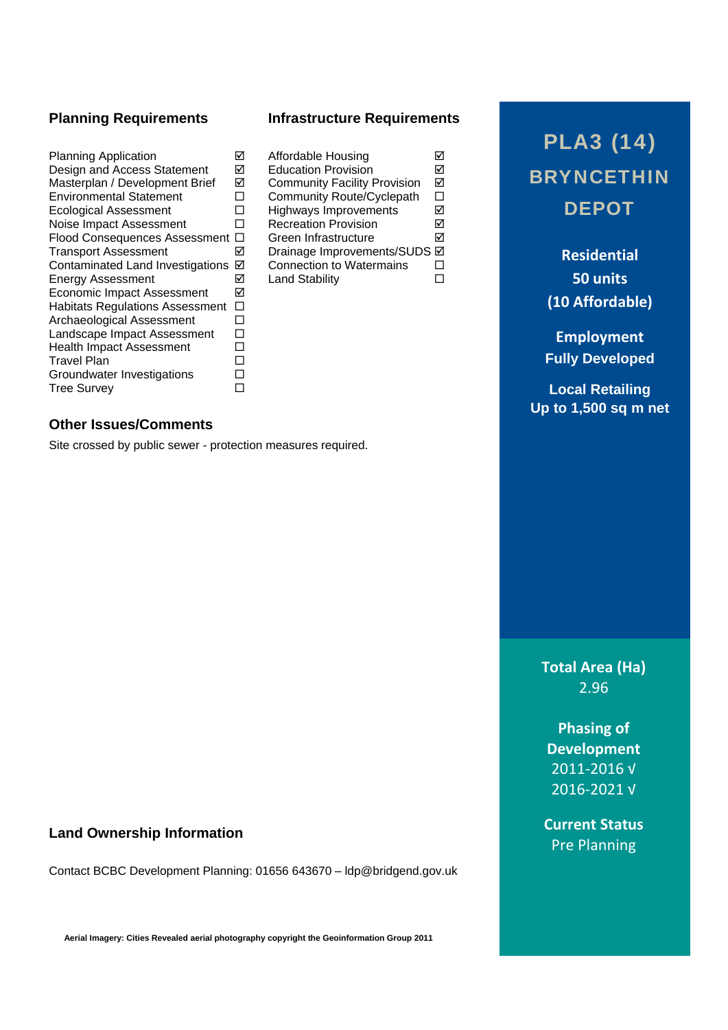## PLA3 (14) BRYNCETHIN DEPOT

**Residential**
**50 units**
**(10 Affordable)**

**Employment**
**Fully Developed**

**Local Retailing**
**Up to 1,500 sq m net**

### Planning Requirements

| | |
|---|---|
| Planning Application | ☑ |
| Design and Access Statement | ☑ |
| Masterplan / Development Brief | ☑ |
| Environmental Statement | ☐ |
| Ecological Assessment | ☐ |
| Noise Impact Assessment | ☐ |
| Flood Consequences Assessment | ☐ |
| Transport Assessment | ☑ |
| Contaminated Land Investigations | ☑ |
| Energy Assessment | ☑ |
| Economic Impact Assessment | ☑ |
| Habitats Regulations Assessment | ☐ |
| Archaeological Assessment | ☐ |
| Landscape Impact Assessment | ☐ |
| Health Impact Assessment | ☐ |
| Travel Plan | ☐ |
| Groundwater Investigations | ☐ |
| Tree Survey | ☐ |

### Infrastructure Requirements

| | |
|---|---|
| Affordable Housing | ☑ |
| Education Provision | ☑ |
| Community Facility Provision | ☑ |
| Community Route/Cyclepath | ☐ |
| Highways Improvements | ☑ |
| Recreation Provision | ☑ |
| Green Infrastructure | ☑ |
| Drainage Improvements/SUDS | ☑ |
| Connection to Watermains | ☐ |
| Land Stability | ☐ |

### Other Issues/Comments

Site crossed by public sewer - protection measures required.

**Total Area (Ha)**
2.96

**Phasing of Development**
2011-2016 √
2016-2021 √

**Current Status**
Pre Planning

### Land Ownership Information

Contact BCBC Development Planning: 01656 643670 – ldp@bridgend.gov.uk

**Aerial Imagery: Cities Revealed aerial photography copyright the Geoinformation Group 2011**